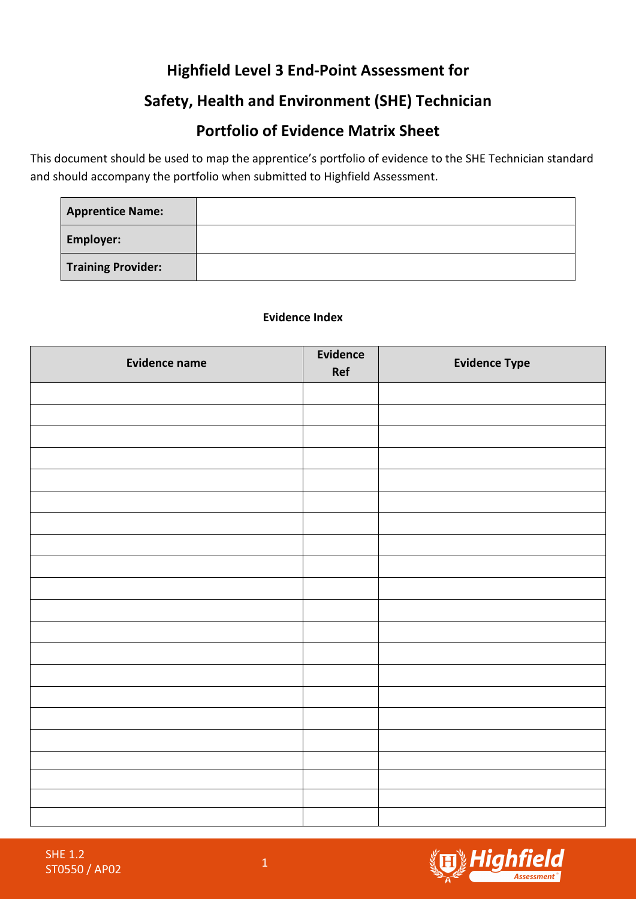# Highfield Level 3 End-Point Assessment for

# Safety, Health and Environment (SHE) Technician

# Portfolio of Evidence Matrix Sheet

This document should be used to map the apprentice's portfolio of evidence to the SHE Technician standard and should accompany the portfolio when submitted to Highfield Assessment.

| | |
|---|---|
| **Apprentice Name:** | |
| **Employer:** | |
| **Training Provider:** | |

**Evidence Index**

| Evidence name | Evidence Ref | Evidence Type |
|---|---|---|
| | | |
| | | |
| | | |
| | | |
| | | |
| | | |
| | | |
| | | |
| | | |
| | | |
| | | |
| | | |
| | | |
| | | |
| | | |
| | | |
| | | |
| | | |
| | | |
| | | |
| | | |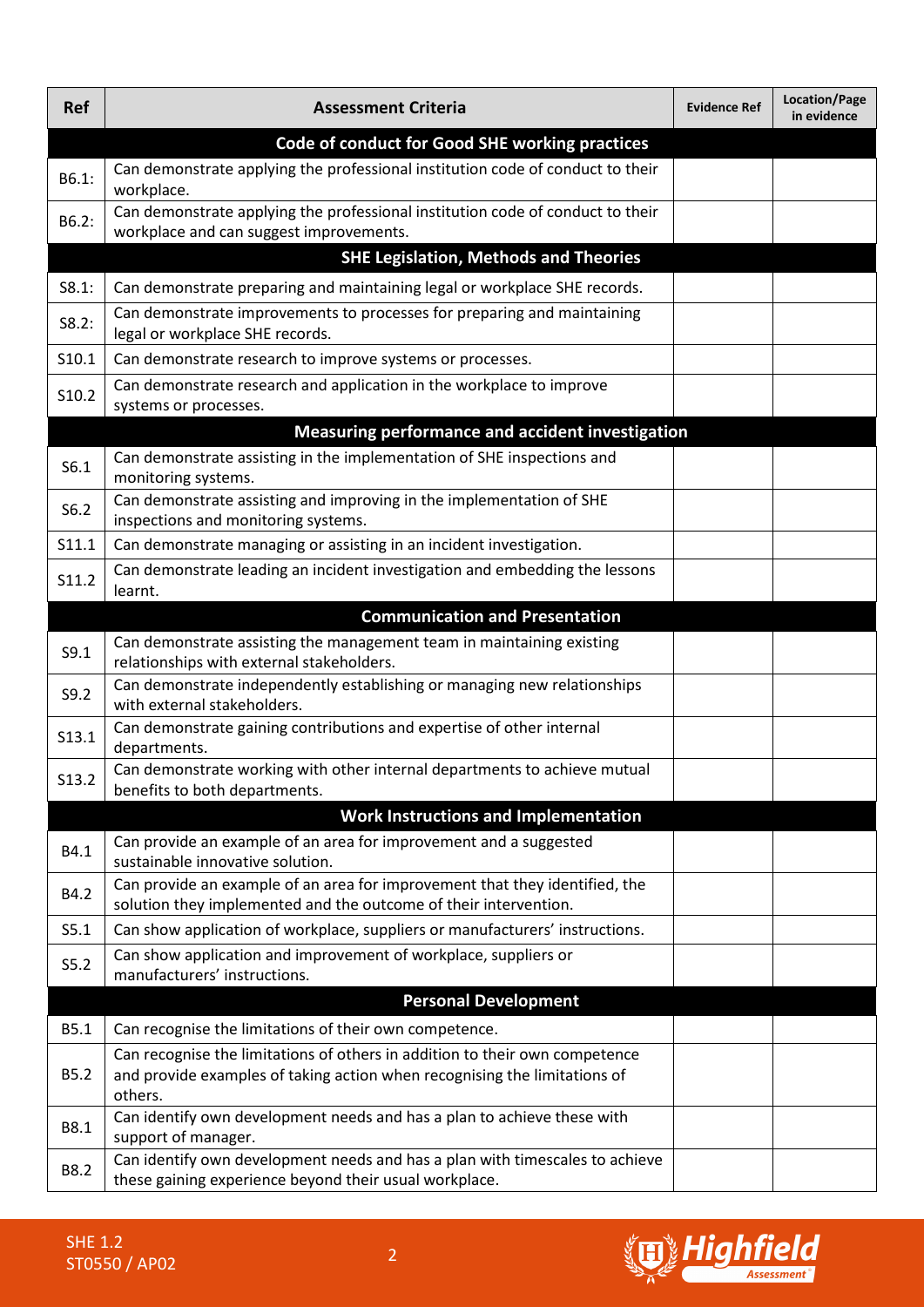| Ref | Assessment Criteria | Evidence Ref | Location/Page in evidence |
|---|---|---|---|
| | **Code of conduct for Good SHE working practices** | | |
| B6.1: | Can demonstrate applying the professional institution code of conduct to their workplace. | | |
| B6.2: | Can demonstrate applying the professional institution code of conduct to their workplace and can suggest improvements. | | |
| | **SHE Legislation, Methods and Theories** | | |
| S8.1: | Can demonstrate preparing and maintaining legal or workplace SHE records. | | |
| S8.2: | Can demonstrate improvements to processes for preparing and maintaining legal or workplace SHE records. | | |
| S10.1 | Can demonstrate research to improve systems or processes. | | |
| S10.2 | Can demonstrate research and application in the workplace to improve systems or processes. | | |
| | **Measuring performance and accident investigation** | | |
| S6.1 | Can demonstrate assisting in the implementation of SHE inspections and monitoring systems. | | |
| S6.2 | Can demonstrate assisting and improving in the implementation of SHE inspections and monitoring systems. | | |
| S11.1 | Can demonstrate managing or assisting in an incident investigation. | | |
| S11.2 | Can demonstrate leading an incident investigation and embedding the lessons learnt. | | |
| | **Communication and Presentation** | | |
| S9.1 | Can demonstrate assisting the management team in maintaining existing relationships with external stakeholders. | | |
| S9.2 | Can demonstrate independently establishing or managing new relationships with external stakeholders. | | |
| S13.1 | Can demonstrate gaining contributions and expertise of other internal departments. | | |
| S13.2 | Can demonstrate working with other internal departments to achieve mutual benefits to both departments. | | |
| | **Work Instructions and Implementation** | | |
| B4.1 | Can provide an example of an area for improvement and a suggested sustainable innovative solution. | | |
| B4.2 | Can provide an example of an area for improvement that they identified, the solution they implemented and the outcome of their intervention. | | |
| S5.1 | Can show application of workplace, suppliers or manufacturers' instructions. | | |
| S5.2 | Can show application and improvement of workplace, suppliers or manufacturers' instructions. | | |
| | **Personal Development** | | |
| B5.1 | Can recognise the limitations of their own competence. | | |
| B5.2 | Can recognise the limitations of others in addition to their own competence and provide examples of taking action when recognising the limitations of others. | | |
| B8.1 | Can identify own development needs and has a plan to achieve these with support of manager. | | |
| B8.2 | Can identify own development needs and has a plan with timescales to achieve these gaining experience beyond their usual workplace. | | |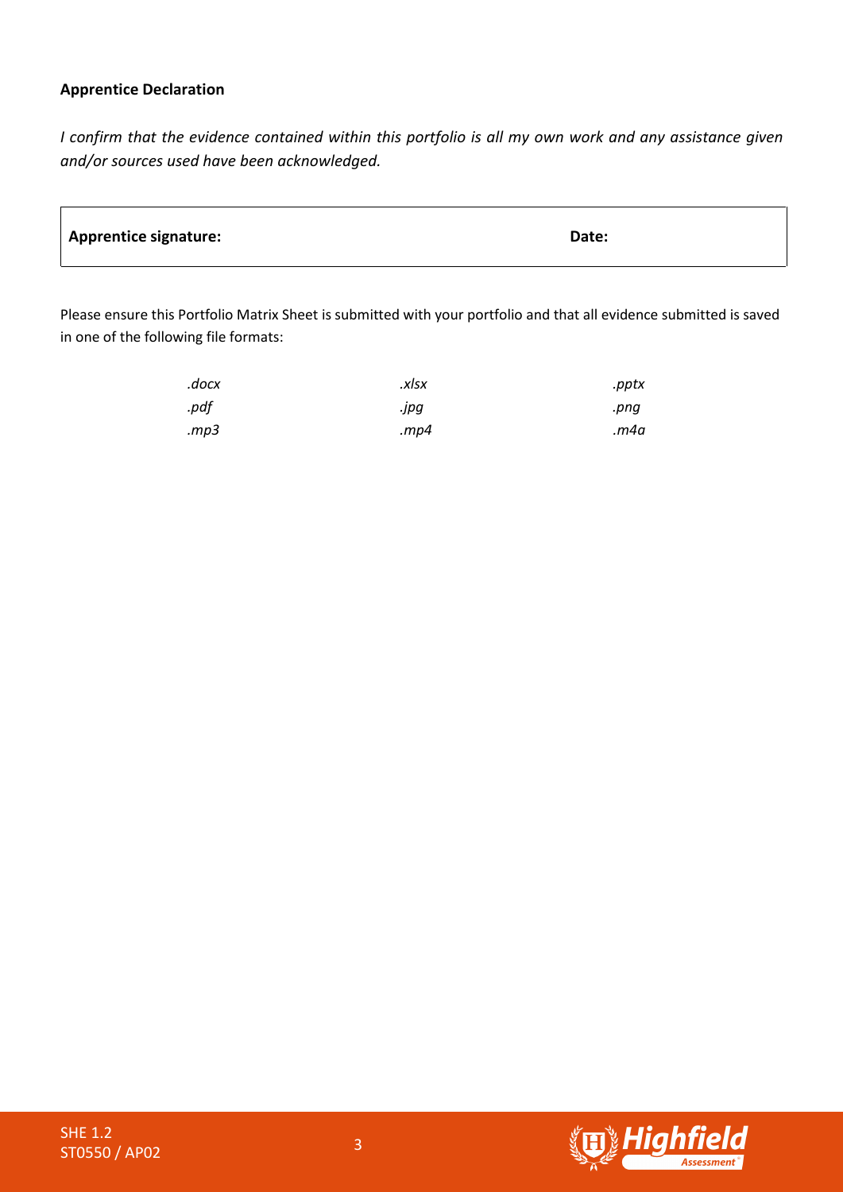**Apprentice Declaration**

*I confirm that the evidence contained within this portfolio is all my own work and any assistance given and/or sources used have been acknowledged.*

| | |
|---|---|
| **Apprentice signature:** | **Date:** |

Please ensure this Portfolio Matrix Sheet is submitted with your portfolio and that all evidence submitted is saved in one of the following file formats:

| | | |
|---|---|---|
| *.docx* | *.xlsx* | *.pptx* |
| *.pdf* | *.jpg* | *.png* |
| *.mp3* | *.mp4* | *.m4a* |